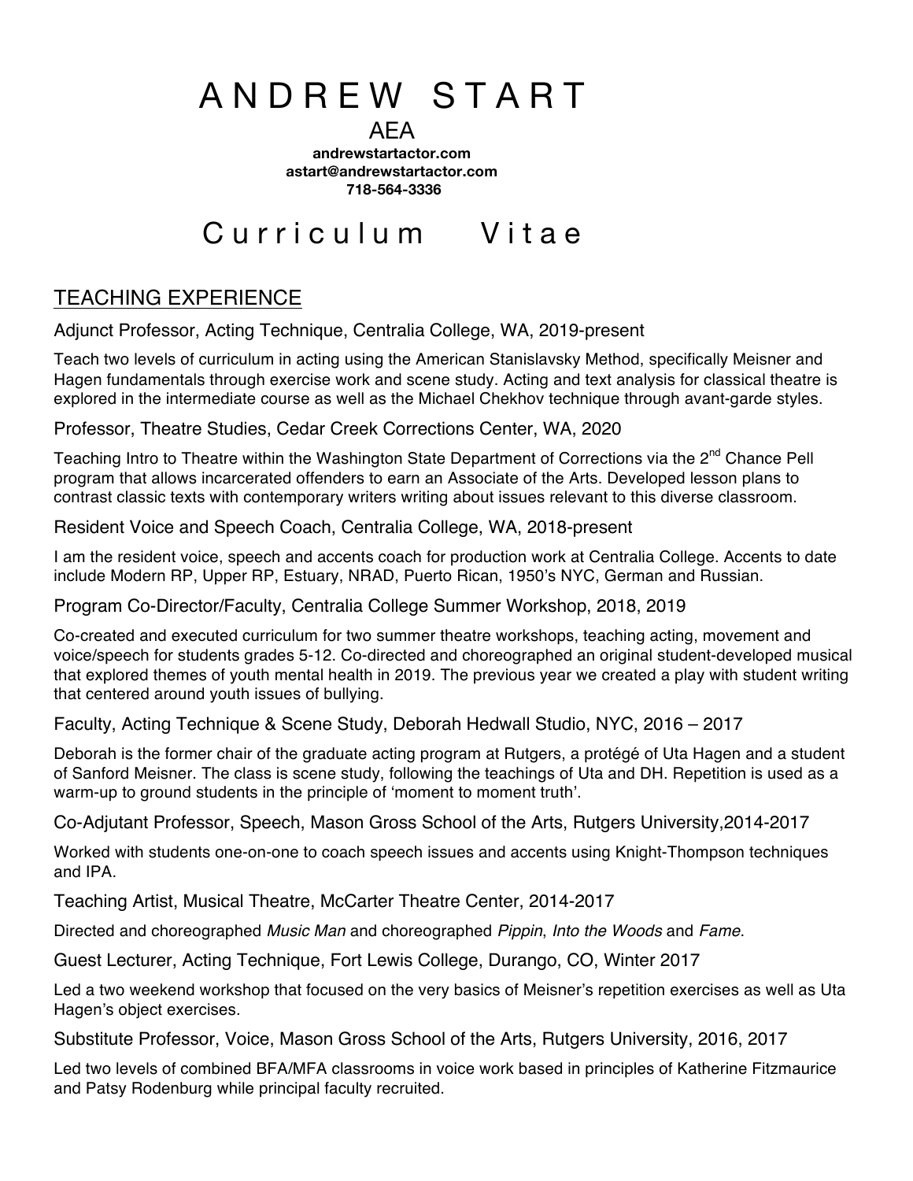# A N D R E W   S T A R T

AEA

**andrewstartactor.com**
**astart@andrewstartactor.com**
**718-564-3336**

# C u r r i c u l u m   V i t a e

## TEACHING EXPERIENCE

### Adjunct Professor, Acting Technique, Centralia College, WA, 2019-present

Teach two levels of curriculum in acting using the American Stanislavsky Method, specifically Meisner and Hagen fundamentals through exercise work and scene study. Acting and text analysis for classical theatre is explored in the intermediate course as well as the Michael Chekhov technique through avant-garde styles.

### Professor, Theatre Studies, Cedar Creek Corrections Center, WA, 2020

Teaching Intro to Theatre within the Washington State Department of Corrections via the 2nd Chance Pell program that allows incarcerated offenders to earn an Associate of the Arts. Developed lesson plans to contrast classic texts with contemporary writers writing about issues relevant to this diverse classroom.

### Resident Voice and Speech Coach, Centralia College, WA, 2018-present

I am the resident voice, speech and accents coach for production work at Centralia College. Accents to date include Modern RP, Upper RP, Estuary, NRAD, Puerto Rican, 1950's NYC, German and Russian.

### Program Co-Director/Faculty, Centralia College Summer Workshop, 2018, 2019

Co-created and executed curriculum for two summer theatre workshops, teaching acting, movement and voice/speech for students grades 5-12. Co-directed and choreographed an original student-developed musical that explored themes of youth mental health in 2019. The previous year we created a play with student writing that centered around youth issues of bullying.

### Faculty, Acting Technique & Scene Study, Deborah Hedwall Studio, NYC, 2016 – 2017

Deborah is the former chair of the graduate acting program at Rutgers, a protégé of Uta Hagen and a student of Sanford Meisner. The class is scene study, following the teachings of Uta and DH. Repetition is used as a warm-up to ground students in the principle of 'moment to moment truth'.

### Co-Adjutant Professor, Speech, Mason Gross School of the Arts, Rutgers University,2014-2017

Worked with students one-on-one to coach speech issues and accents using Knight-Thompson techniques and IPA.

### Teaching Artist, Musical Theatre, McCarter Theatre Center, 2014-2017

Directed and choreographed *Music Man* and choreographed *Pippin*, *Into the Woods* and *Fame*.

### Guest Lecturer, Acting Technique, Fort Lewis College, Durango, CO, Winter 2017

Led a two weekend workshop that focused on the very basics of Meisner's repetition exercises as well as Uta Hagen's object exercises.

### Substitute Professor, Voice, Mason Gross School of the Arts, Rutgers University, 2016, 2017

Led two levels of combined BFA/MFA classrooms in voice work based in principles of Katherine Fitzmaurice and Patsy Rodenburg while principal faculty recruited.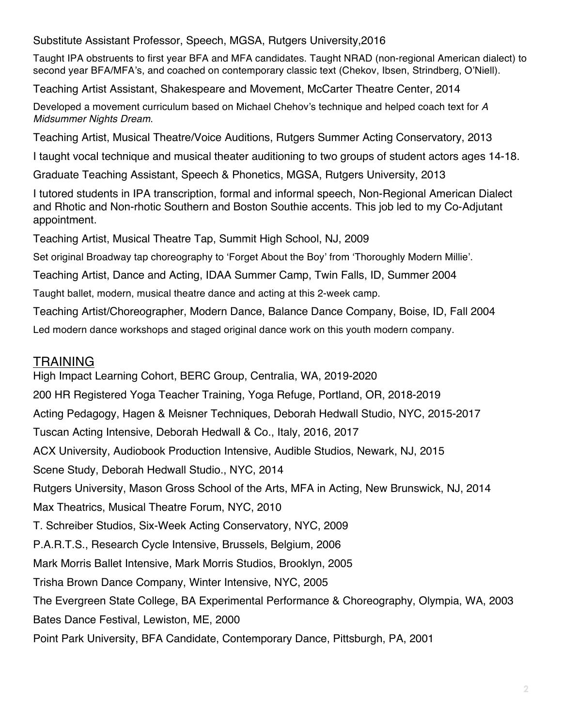Substitute Assistant Professor, Speech, MGSA, Rutgers University,2016

Taught IPA obstruents to first year BFA and MFA candidates. Taught NRAD (non-regional American dialect) to second year BFA/MFA's, and coached on contemporary classic text (Chekov, Ibsen, Strindberg, O'Niell).

Teaching Artist Assistant, Shakespeare and Movement, McCarter Theatre Center, 2014

Developed a movement curriculum based on Michael Chehov's technique and helped coach text for *A Midsummer Nights Dream*.

Teaching Artist, Musical Theatre/Voice Auditions, Rutgers Summer Acting Conservatory, 2013

I taught vocal technique and musical theater auditioning to two groups of student actors ages 14-18.

Graduate Teaching Assistant, Speech & Phonetics, MGSA, Rutgers University, 2013

I tutored students in IPA transcription, formal and informal speech, Non-Regional American Dialect and Rhotic and Non-rhotic Southern and Boston Southie accents. This job led to my Co-Adjutant appointment.

Teaching Artist, Musical Theatre Tap, Summit High School, NJ, 2009

Set original Broadway tap choreography to 'Forget About the Boy' from 'Thoroughly Modern Millie'.

Teaching Artist, Dance and Acting, IDAA Summer Camp, Twin Falls, ID, Summer 2004

Taught ballet, modern, musical theatre dance and acting at this 2-week camp.

Teaching Artist/Choreographer, Modern Dance, Balance Dance Company, Boise, ID, Fall 2004

Led modern dance workshops and staged original dance work on this youth modern company.

## TRAINING

High Impact Learning Cohort, BERC Group, Centralia, WA, 2019-2020

200 HR Registered Yoga Teacher Training, Yoga Refuge, Portland, OR, 2018-2019

Acting Pedagogy, Hagen & Meisner Techniques, Deborah Hedwall Studio, NYC, 2015-2017

Tuscan Acting Intensive, Deborah Hedwall & Co., Italy, 2016, 2017

ACX University, Audiobook Production Intensive, Audible Studios, Newark, NJ, 2015

Scene Study, Deborah Hedwall Studio., NYC, 2014

Rutgers University, Mason Gross School of the Arts, MFA in Acting, New Brunswick, NJ, 2014

Max Theatrics, Musical Theatre Forum, NYC, 2010

T. Schreiber Studios, Six-Week Acting Conservatory, NYC, 2009

P.A.R.T.S., Research Cycle Intensive, Brussels, Belgium, 2006

Mark Morris Ballet Intensive, Mark Morris Studios, Brooklyn, 2005

Trisha Brown Dance Company, Winter Intensive, NYC, 2005

The Evergreen State College, BA Experimental Performance & Choreography, Olympia, WA, 2003

Bates Dance Festival, Lewiston, ME, 2000

Point Park University, BFA Candidate, Contemporary Dance, Pittsburgh, PA, 2001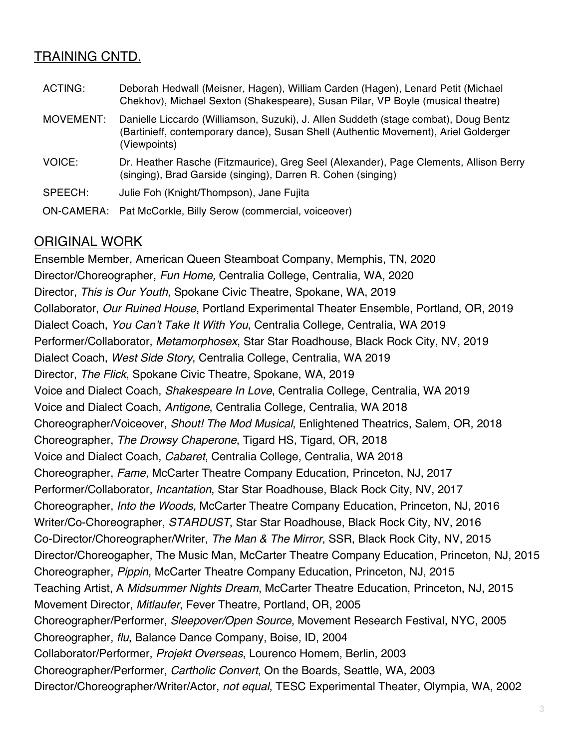## TRAINING CNTD.

| | |
|---|---|
| ACTING: | Deborah Hedwall (Meisner, Hagen), William Carden (Hagen), Lenard Petit (Michael Chekhov), Michael Sexton (Shakespeare), Susan Pilar, VP Boyle (musical theatre) |
| MOVEMENT: | Danielle Liccardo (Williamson, Suzuki), J. Allen Suddeth (stage combat), Doug Bentz (Bartinieff, contemporary dance), Susan Shell (Authentic Movement), Ariel Golderger (Viewpoints) |
| VOICE: | Dr. Heather Rasche (Fitzmaurice), Greg Seel (Alexander), Page Clements, Allison Berry (singing), Brad Garside (singing), Darren R. Cohen (singing) |
| SPEECH: | Julie Foh (Knight/Thompson), Jane Fujita |
| ON-CAMERA: | Pat McCorkle, Billy Serow (commercial, voiceover) |

## ORIGINAL WORK

Ensemble Member, American Queen Steamboat Company, Memphis, TN, 2020
Director/Choreographer, *Fun Home,* Centralia College, Centralia, WA, 2020
Director, *This is Our Youth,* Spokane Civic Theatre, Spokane, WA, 2019
Collaborator, *Our Ruined House*, Portland Experimental Theater Ensemble, Portland, OR, 2019
Dialect Coach, *You Can't Take It With You*, Centralia College, Centralia, WA 2019
Performer/Collaborator, *Metamorphosex*, Star Star Roadhouse, Black Rock City, NV, 2019
Dialect Coach, *West Side Story*, Centralia College, Centralia, WA 2019
Director, *The Flick*, Spokane Civic Theatre, Spokane, WA, 2019
Voice and Dialect Coach, *Shakespeare In Love*, Centralia College, Centralia, WA 2019
Voice and Dialect Coach, *Antigone*, Centralia College, Centralia, WA 2018
Choreographer/Voiceover, *Shout! The Mod Musical*, Enlightened Theatrics, Salem, OR, 2018
Choreographer, *The Drowsy Chaperone*, Tigard HS, Tigard, OR, 2018
Voice and Dialect Coach, *Cabaret*, Centralia College, Centralia, WA 2018
Choreographer, *Fame,* McCarter Theatre Company Education, Princeton, NJ, 2017
Performer/Collaborator, *Incantation*, Star Star Roadhouse, Black Rock City, NV, 2017
Choreographer, *Into the Woods,* McCarter Theatre Company Education, Princeton, NJ, 2016
Writer/Co-Choreographer, *STARDUST*, Star Star Roadhouse, Black Rock City, NV, 2016
Co-Director/Choreographer/Writer, *The Man & The Mirror*, SSR, Black Rock City, NV, 2015
Director/Choreogapher, The Music Man, McCarter Theatre Company Education, Princeton, NJ, 2015
Choreographer, *Pippin*, McCarter Theatre Company Education, Princeton, NJ, 2015
Teaching Artist, A *Midsummer Nights Dream*, McCarter Theatre Education, Princeton, NJ, 2015
Movement Director, *Mitlaufer*, Fever Theatre, Portland, OR, 2005
Choreographer/Performer, *Sleepover/Open Source*, Movement Research Festival, NYC, 2005
Choreographer, *flu*, Balance Dance Company, Boise, ID, 2004
Collaborator/Performer, *Projekt Overseas*, Lourenco Homem, Berlin, 2003
Choreographer/Performer, *Cartholic Convert*, On the Boards, Seattle, WA, 2003
Director/Choreographer/Writer/Actor, *not equal*, TESC Experimental Theater, Olympia, WA, 2002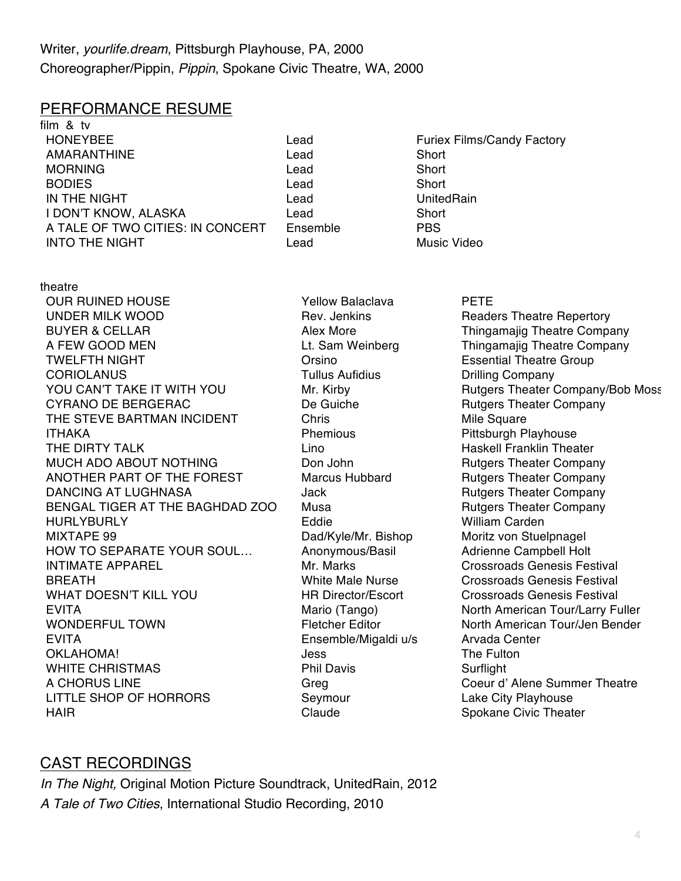Writer, *yourlife.dream*, Pittsburgh Playhouse, PA, 2000
Choreographer/Pippin, *Pippin*, Spokane Civic Theatre, WA, 2000

## PERFORMANCE RESUME

film & tv

| | | |
|---|---|---|
| HONEYBEE | Lead | Furiex Films/Candy Factory |
| AMARANTHINE | Lead | Short |
| MORNING | Lead | Short |
| BODIES | Lead | Short |
| IN THE NIGHT | Lead | UnitedRain |
| I DON'T KNOW, ALASKA | Lead | Short |
| A TALE OF TWO CITIES: IN CONCERT | Ensemble | PBS |
| INTO THE NIGHT | Lead | Music Video |

theatre

| | | |
|---|---|---|
| OUR RUINED HOUSE | Yellow Balaclava | PETE |
| UNDER MILK WOOD | Rev. Jenkins | Readers Theatre Repertory |
| BUYER & CELLAR | Alex More | Thingamajig Theatre Company |
| A FEW GOOD MEN | Lt. Sam Weinberg | Thingamajig Theatre Company |
| TWELFTH NIGHT | Orsino | Essential Theatre Group |
| CORIOLANUS | Tullus Aufidius | Drilling Company |
| YOU CAN'T TAKE IT WITH YOU | Mr. Kirby | Rutgers Theater Company/Bob Moss |
| CYRANO DE BERGERAC | De Guiche | Rutgers Theater Company |
| THE STEVE BARTMAN INCIDENT | Chris | Mile Square |
| ITHAKA | Phemious | Pittsburgh Playhouse |
| THE DIRTY TALK | Lino | Haskell Franklin Theater |
| MUCH ADO ABOUT NOTHING | Don John | Rutgers Theater Company |
| ANOTHER PART OF THE FOREST | Marcus Hubbard | Rutgers Theater Company |
| DANCING AT LUGHNASA | Jack | Rutgers Theater Company |
| BENGAL TIGER AT THE BAGHDAD ZOO | Musa | Rutgers Theater Company |
| HURLYBURLY | Eddie | William Carden |
| MIXTAPE 99 | Dad/Kyle/Mr. Bishop | Moritz von Stuelpnagel |
| HOW TO SEPARATE YOUR SOUL… | Anonymous/Basil | Adrienne Campbell Holt |
| INTIMATE APPAREL | Mr. Marks | Crossroads Genesis Festival |
| BREATH | White Male Nurse | Crossroads Genesis Festival |
| WHAT DOESN'T KILL YOU | HR Director/Escort | Crossroads Genesis Festival |
| EVITA | Mario (Tango) | North American Tour/Larry Fuller |
| WONDERFUL TOWN | Fletcher Editor | North American Tour/Jen Bender |
| EVITA | Ensemble/Migaldi u/s | Arvada Center |
| OKLAHOMA! | Jess | The Fulton |
| WHITE CHRISTMAS | Phil Davis | Surflight |
| A CHORUS LINE | Greg | Coeur d' Alene Summer Theatre |
| LITTLE SHOP OF HORRORS | Seymour | Lake City Playhouse |
| HAIR | Claude | Spokane Civic Theater |

## CAST RECORDINGS

*In The Night,* Original Motion Picture Soundtrack, UnitedRain, 2012
*A Tale of Two Cities*, International Studio Recording, 2010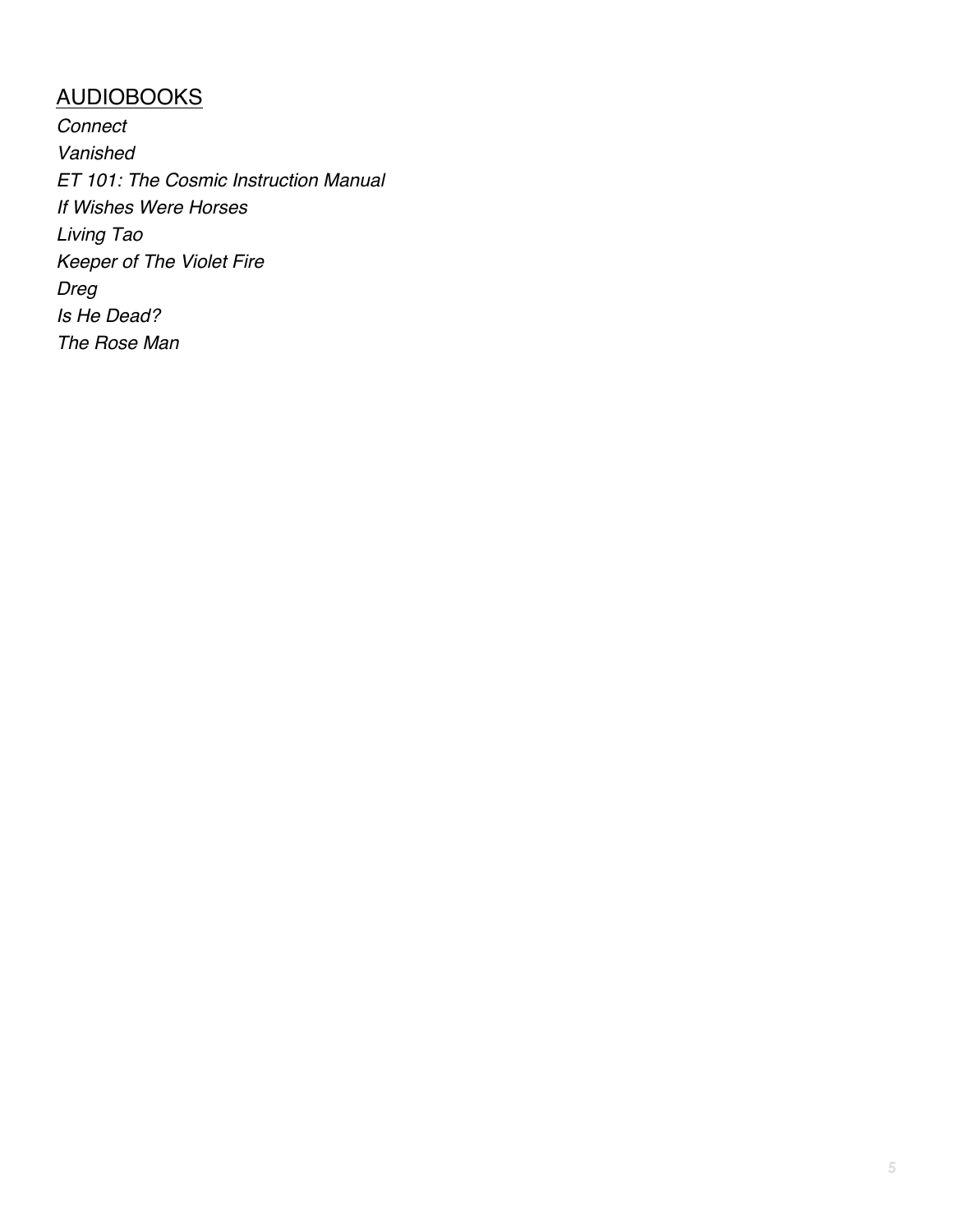## AUDIOBOOKS

*Connect*
*Vanished*
*ET 101: The Cosmic Instruction Manual*
*If Wishes Were Horses*
*Living Tao*
*Keeper of The Violet Fire*
*Dreg*
*Is He Dead?*
*The Rose Man*